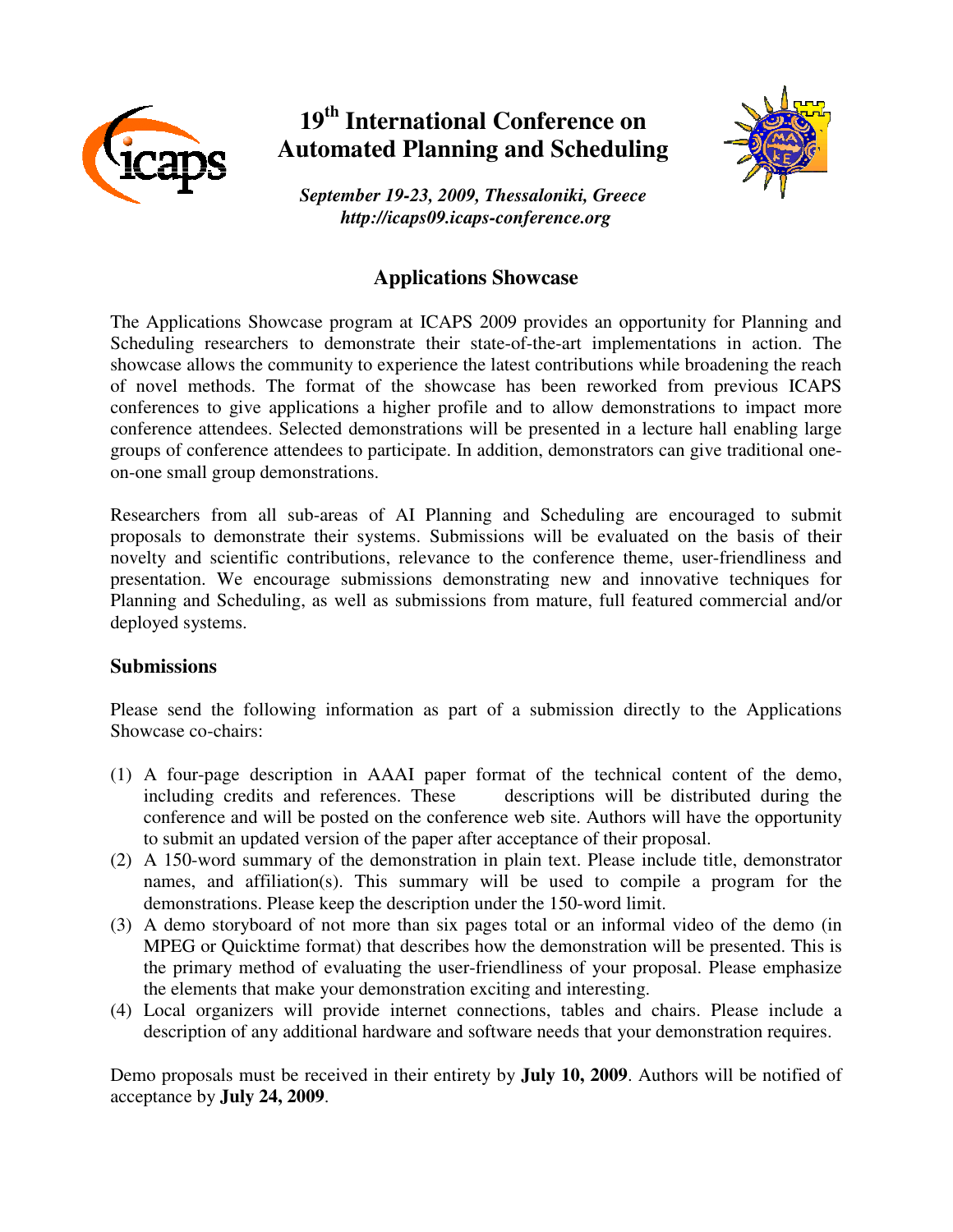# 19th International Conference on Automated Planning and Scheduling

*September 19-23, 2009, Thessaloniki, Greece*
*http://icaps09.icaps-conference.org*

## Applications Showcase

The Applications Showcase program at ICAPS 2009 provides an opportunity for Planning and Scheduling researchers to demonstrate their state-of-the-art implementations in action. The showcase allows the community to experience the latest contributions while broadening the reach of novel methods. The format of the showcase has been reworked from previous ICAPS conferences to give applications a higher profile and to allow demonstrations to impact more conference attendees. Selected demonstrations will be presented in a lecture hall enabling large groups of conference attendees to participate. In addition, demonstrators can give traditional one-on-one small group demonstrations.

Researchers from all sub-areas of AI Planning and Scheduling are encouraged to submit proposals to demonstrate their systems. Submissions will be evaluated on the basis of their novelty and scientific contributions, relevance to the conference theme, user-friendliness and presentation. We encourage submissions demonstrating new and innovative techniques for Planning and Scheduling, as well as submissions from mature, full featured commercial and/or deployed systems.

### Submissions

Please send the following information as part of a submission directly to the Applications Showcase co-chairs:

(1) A four-page description in AAAI paper format of the technical content of the demo, including credits and references. These descriptions will be distributed during the conference and will be posted on the conference web site. Authors will have the opportunity to submit an updated version of the paper after acceptance of their proposal.
(2) A 150-word summary of the demonstration in plain text. Please include title, demonstrator names, and affiliation(s). This summary will be used to compile a program for the demonstrations. Please keep the description under the 150-word limit.
(3) A demo storyboard of not more than six pages total or an informal video of the demo (in MPEG or Quicktime format) that describes how the demonstration will be presented. This is the primary method of evaluating the user-friendliness of your proposal. Please emphasize the elements that make your demonstration exciting and interesting.
(4) Local organizers will provide internet connections, tables and chairs. Please include a description of any additional hardware and software needs that your demonstration requires.

Demo proposals must be received in their entirety by **July 10, 2009**. Authors will be notified of acceptance by **July 24, 2009**.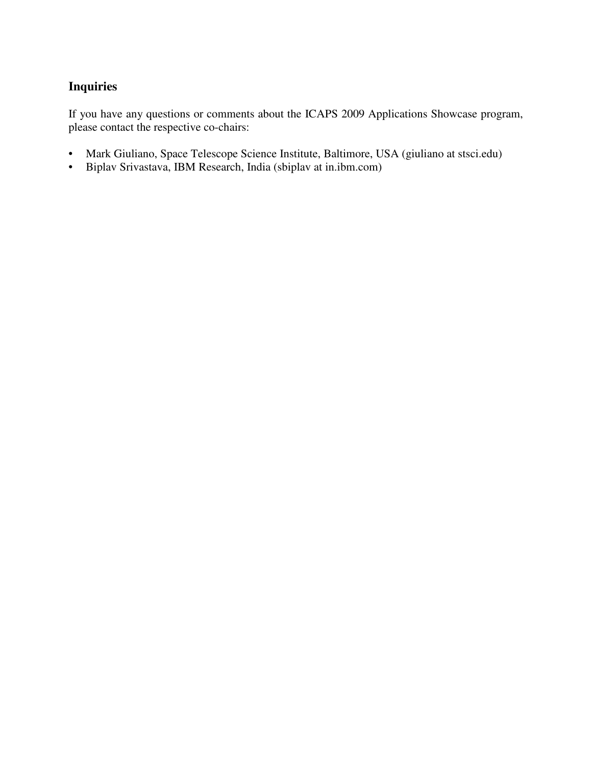## Inquiries

If you have any questions or comments about the ICAPS 2009 Applications Showcase program, please contact the respective co-chairs:

- Mark Giuliano, Space Telescope Science Institute, Baltimore, USA (giuliano at stsci.edu)
- Biplav Srivastava, IBM Research, India (sbiplav at in.ibm.com)